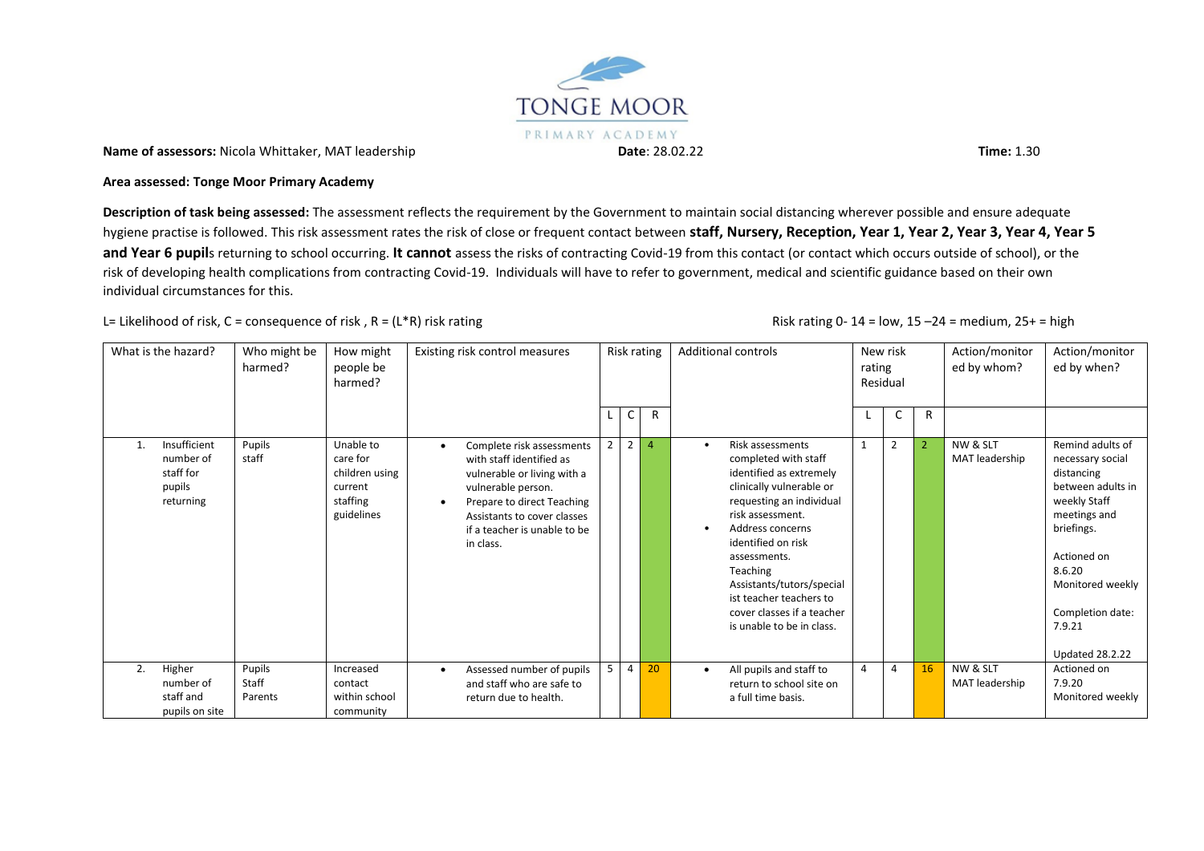**Name of assessors:** Nicola Whittaker, MAT leadership **Date**: 28.02.22 **Time:** 1.30

**Area assessed: Tonge Moor Primary Academy**

**Description of task being assessed:** The assessment reflects the requirement by the Government to maintain social distancing wherever possible and ensure adequate hygiene practise is followed. This risk assessment rates the risk of close or frequent contact between **staff, Nursery, Reception, Year 1, Year 2, Year 3, Year 4, Year 5 and Year 6 pupil**s returning to school occurring. **It cannot** assess the risks of contracting Covid-19 from this contact (or contact which occurs outside of school), or the risk of developing health complications from contracting Covid-19. Individuals will have to refer to government, medical and scientific guidance based on their own individual circumstances for this.

L= Likelihood of risk, C = consequence of risk , R = (L*R) risk rating

Risk rating 0- 14 = low, 15 –24 = medium, 25+ = high

| What is the hazard? | Who might be harmed? | How might people be harmed? | Existing risk control measures | Risk rating | | | Additional controls | New risk rating Residual | | | Action/monitored by whom? | Action/monitored by when? |
|---|---|---|---|---|---|---|---|---|---|---|---|---|
| | | | | L | C | R | | L | C | R | | |
| 1. Insufficient number of staff for pupils returning | Pupils staff | Unable to care for children using current staffing guidelines | • Complete risk assessments with staff identified as vulnerable or living with a vulnerable person. • Prepare to direct Teaching Assistants to cover classes if a teacher is unable to be in class. | 2 | 2 | 4 | • Risk assessments completed with staff identified as extremely clinically vulnerable or requesting an individual risk assessment. • Address concerns identified on risk assessments. Teaching Assistants/tutors/specialist teacher teachers to cover classes if a teacher is unable to be in class. | 1 | 2 | 2 | NW & SLT MAT leadership | Remind adults of necessary social distancing between adults in weekly Staff meetings and briefings. Actioned on 8.6.20 Monitored weekly Completion date: 7.9.21 Updated 28.2.22 |
| 2. Higher number of staff and pupils on site | Pupils Staff Parents | Increased contact within school community | • Assessed number of pupils and staff who are safe to return due to health. | 5 | 4 | 20 | • All pupils and staff to return to school site on a full time basis. | 4 | 4 | 16 | NW & SLT MAT leadership | Actioned on 7.9.20 Monitored weekly |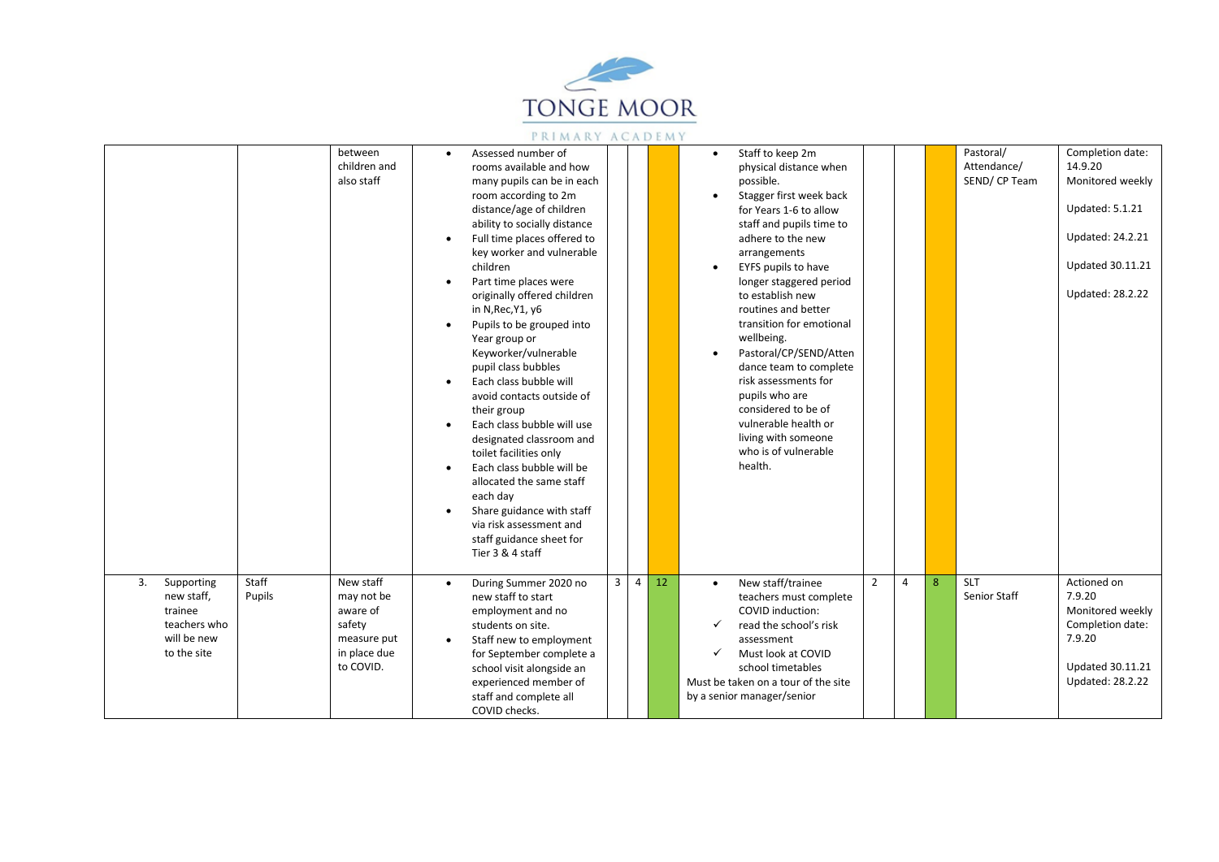| | | | | | | | | | | | | |
|---|---|---|---|---|---|---|---|---|---|---|---|---|
| | | between children and also staff | • Assessed number of rooms available and how many pupils can be in each room according to 2m distance/age of children ability to socially distance<br>• Full time places offered to key worker and vulnerable children<br>• Part time places were originally offered children in N,Rec,Y1, y6<br>• Pupils to be grouped into Year group or Keyworker/vulnerable pupil class bubbles<br>• Each class bubble will avoid contacts outside of their group<br>• Each class bubble will use designated classroom and toilet facilities only<br>• Each class bubble will be allocated the same staff each day<br>• Share guidance with staff via risk assessment and staff guidance sheet for Tier 3 & 4 staff | | | | • Staff to keep 2m physical distance when possible.<br>• Stagger first week back for Years 1-6 to allow staff and pupils time to adhere to the new arrangements<br>• EYFS pupils to have longer staggered period to establish new routines and better transition for emotional wellbeing.<br>• Pastoral/CP/SEND/Attendance team to complete risk assessments for pupils who are considered to be of vulnerable health or living with someone who is of vulnerable health. | | | | Pastoral/ Attendance/ SEND/ CP Team | Completion date: 14.9.20<br>Monitored weekly<br><br>Updated: 5.1.21<br><br>Updated: 24.2.21<br><br>Updated 30.11.21<br><br>Updated: 28.2.22 |
| 3. Supporting new staff, trainee teachers who will be new to the site | Staff<br>Pupils | New staff may not be aware of safety measure put in place due to COVID. | • During Summer 2020 no new staff to start employment and no students on site.<br>• Staff new to employment for September complete a school visit alongside an experienced member of staff and complete all COVID checks. | 3 | 4 | 12 | • New staff/trainee teachers must complete COVID induction:<br>✓ read the school's risk assessment<br>✓ Must look at COVID school timetables<br>Must be taken on a tour of the site by a senior manager/senior | 2 | 4 | 8 | SLT<br>Senior Staff | Actioned on 7.9.20<br>Monitored weekly<br>Completion date: 7.9.20<br><br>Updated 30.11.21<br>Updated: 28.2.22 |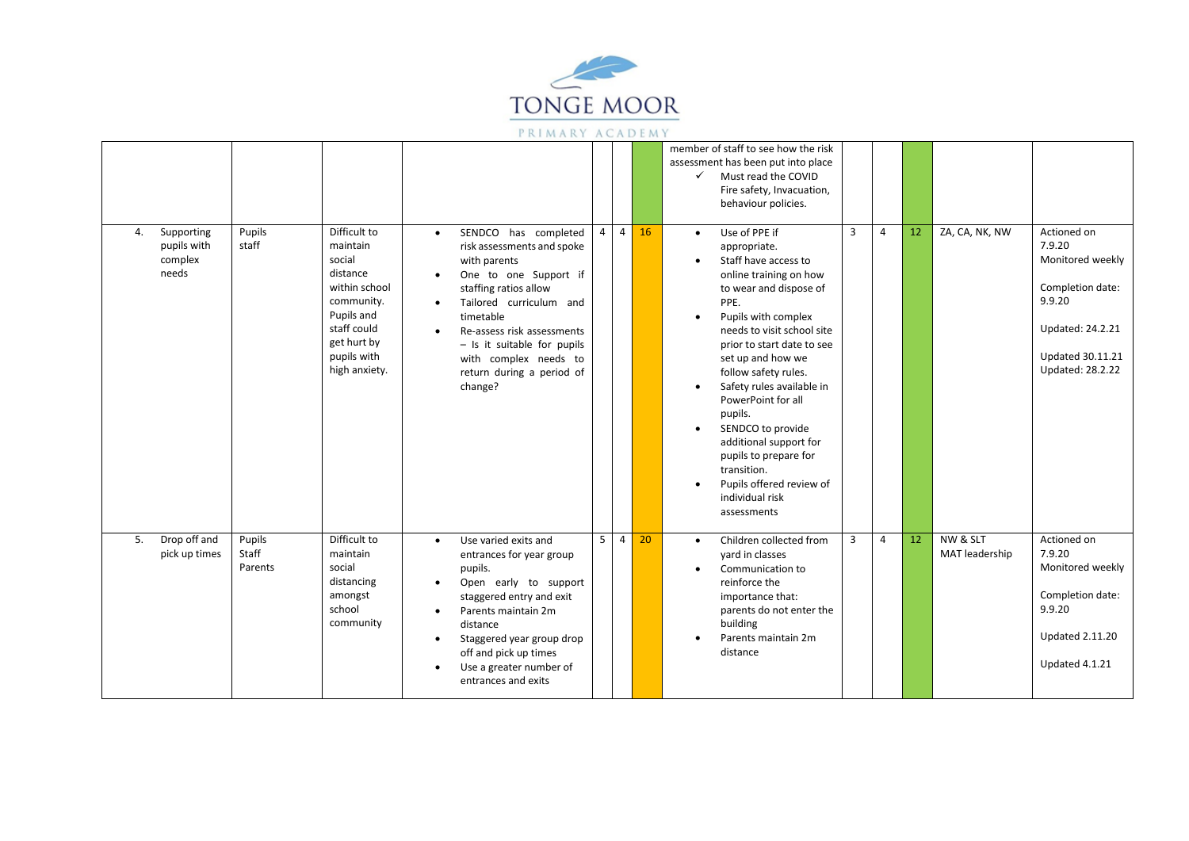| | | | | | | | | | | | | |
|---|---|---|---|---|---|---|---|---|---|---|---|---|
| | | | | | | | member of staff to see how the risk assessment has been put into place<br>✓ Must read the COVID Fire safety, Invacuation, behaviour policies. | | | | | |
| 4. Supporting pupils with complex needs | Pupils staff | Difficult to maintain social distance within school community. Pupils and staff could get hurt by pupils with high anxiety. | • SENDCO has completed risk assessments and spoke with parents<br>• One to one Support if staffing ratios allow<br>• Tailored curriculum and timetable<br>• Re-assess risk assessments – Is it suitable for pupils with complex needs to return during a period of change? | 4 | 4 | 16 | • Use of PPE if appropriate.<br>• Staff have access to online training on how to wear and dispose of PPE.<br>• Pupils with complex needs to visit school site prior to start date to see set up and how we follow safety rules.<br>• Safety rules available in PowerPoint for all pupils.<br>• SENDCO to provide additional support for pupils to prepare for transition.<br>• Pupils offered review of individual risk assessments | 3 | 4 | 12 | ZA, CA, NK, NW | Actioned on 7.9.20 Monitored weekly<br><br>Completion date: 9.9.20<br><br>Updated: 24.2.21<br><br>Updated 30.11.21<br>Updated: 28.2.22 |
| 5. Drop off and pick up times | Pupils Staff Parents | Difficult to maintain social distancing amongst school community | • Use varied exits and entrances for year group pupils.<br>• Open early to support staggered entry and exit<br>• Parents maintain 2m distance<br>• Staggered year group drop off and pick up times<br>• Use a greater number of entrances and exits | 5 | 4 | 20 | • Children collected from yard in classes<br>• Communication to reinforce the importance that: parents do not enter the building<br>• Parents maintain 2m distance | 3 | 4 | 12 | NW & SLT MAT leadership | Actioned on 7.9.20 Monitored weekly<br><br>Completion date: 9.9.20<br><br>Updated 2.11.20<br><br>Updated 4.1.21 |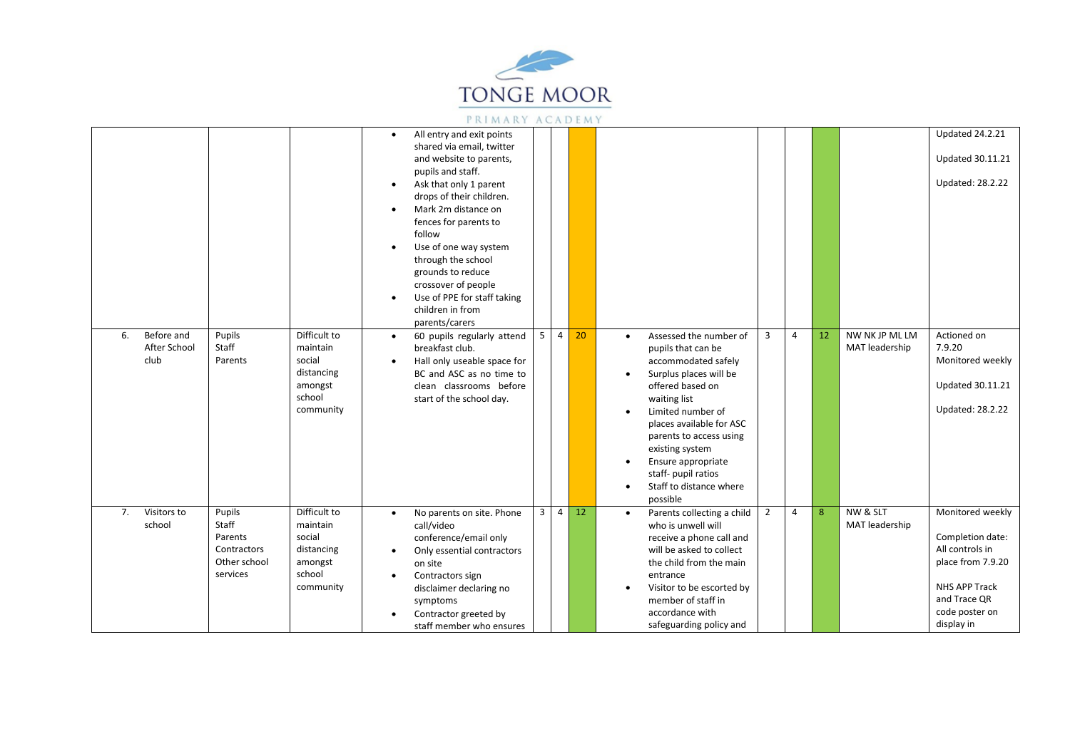| | | | | | | | | | | | | |
|---|---|---|---|---|---|---|---|---|---|---|---|---|
| | | | • All entry and exit points shared via email, twitter and website to parents, pupils and staff.<br>• Ask that only 1 parent drops of their children.<br>• Mark 2m distance on fences for parents to follow<br>• Use of one way system through the school grounds to reduce crossover of people<br>• Use of PPE for staff taking children in from parents/carers | | | | | | | | | Updated 24.2.21<br><br>Updated 30.11.21<br><br>Updated: 28.2.22 |
| 6. Before and After School club | Pupils<br>Staff<br>Parents | Difficult to maintain social distancing amongst school community | • 60 pupils regularly attend breakfast club.<br>• Hall only useable space for BC and ASC as no time to clean classrooms before start of the school day. | 5 | 4 | 20 | • Assessed the number of pupils that can be accommodated safely<br>• Surplus places will be offered based on waiting list<br>• Limited number of places available for ASC parents to access using existing system<br>• Ensure appropriate staff- pupil ratios<br>• Staff to distance where possible | 3 | 4 | 12 | NW NK JP ML LM MAT leadership | Actioned on 7.9.20<br>Monitored weekly<br><br>Updated 30.11.21<br><br>Updated: 28.2.22 |
| 7. Visitors to school | Pupils<br>Staff<br>Parents<br>Contractors<br>Other school services | Difficult to maintain social distancing amongst school community | • No parents on site. Phone call/video conference/email only<br>• Only essential contractors on site<br>• Contractors sign disclaimer declaring no symptoms<br>• Contractor greeted by staff member who ensures | 3 | 4 | 12 | • Parents collecting a child who is unwell will receive a phone call and will be asked to collect the child from the main entrance<br>• Visitor to be escorted by member of staff in accordance with safeguarding policy and | 2 | 4 | 8 | NW & SLT MAT leadership | Monitored weekly<br><br>Completion date: All controls in place from 7.9.20<br><br>NHS APP Track and Trace QR code poster on display in |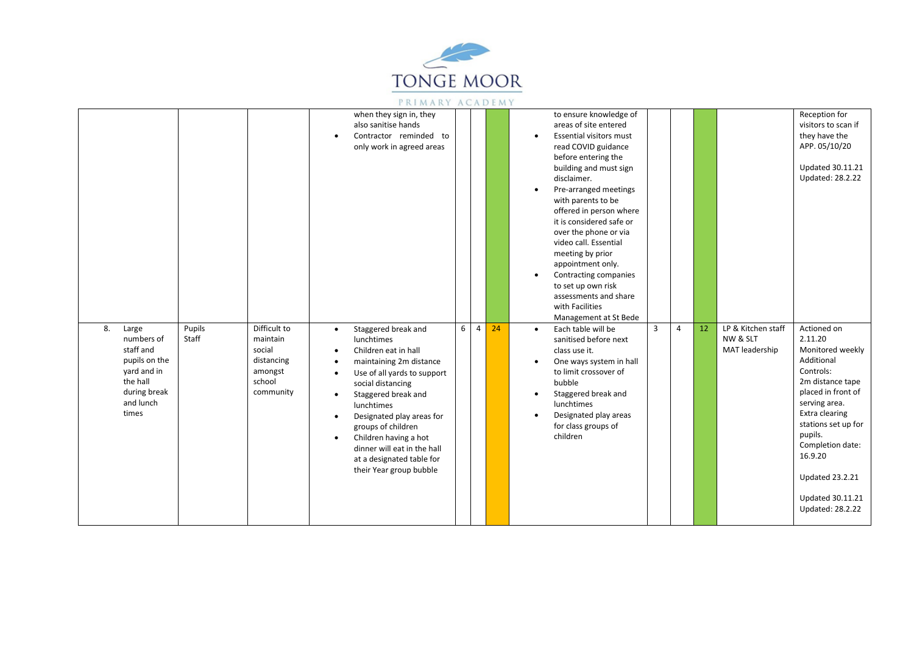| | | | when they sign in, they also sanitise hands<br>• Contractor reminded to only work in agreed areas | | | | to ensure knowledge of areas of site entered<br>• Essential visitors must read COVID guidance before entering the building and must sign disclaimer.<br>• Pre-arranged meetings with parents to be offered in person where it is considered safe or over the phone or via video call. Essential meeting by prior appointment only.<br>• Contracting companies to set up own risk assessments and share with Facilities Management at St Bede | | | | | Reception for visitors to scan if they have the APP. 05/10/20<br><br>Updated 30.11.21<br>Updated: 28.2.22 |
|---|---|---|---|---|---|---|---|---|---|---|---|---|
| 8. Large numbers of staff and pupils on the yard and in the hall during break and lunch times | Pupils<br>Staff | Difficult to maintain social distancing amongst school community | • Staggered break and lunchtimes<br>• Children eat in hall<br>• maintaining 2m distance<br>• Use of all yards to support social distancing<br>• Staggered break and lunchtimes<br>• Designated play areas for groups of children<br>• Children having a hot dinner will eat in the hall at a designated table for their Year group bubble | 6 | 4 | 24 | • Each table will be sanitised before next class use it.<br>• One ways system in hall to limit crossover of bubble<br>• Staggered break and lunchtimes<br>• Designated play areas for class groups of children | 3 | 4 | 12 | LP & Kitchen staff<br>NW & SLT<br>MAT leadership | Actioned on 2.11.20<br>Monitored weekly<br>Additional Controls:<br>2m distance tape placed in front of serving area.<br>Extra clearing stations set up for pupils.<br>Completion date: 16.9.20<br><br>Updated 23.2.21<br><br>Updated 30.11.21<br>Updated: 28.2.22 |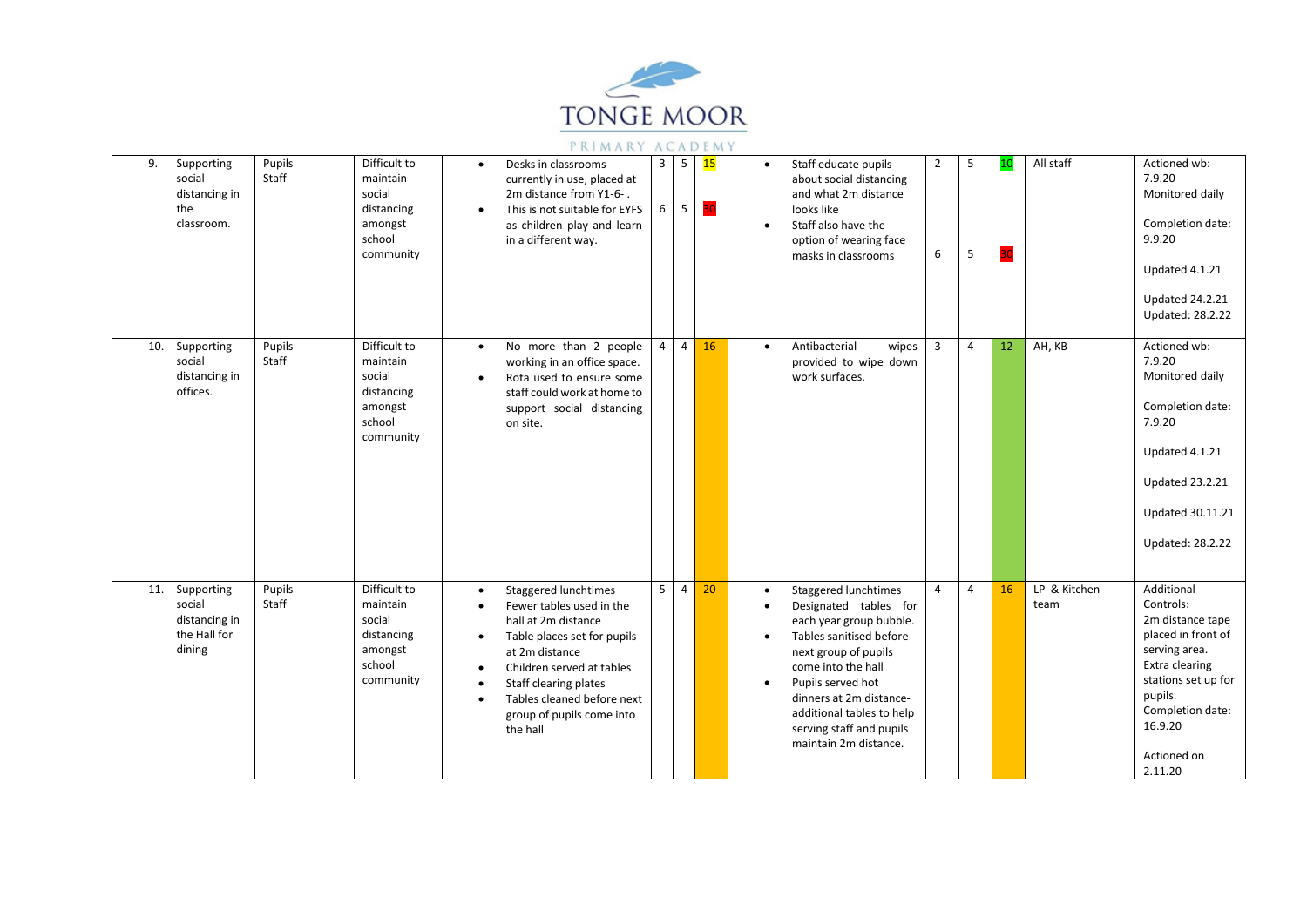| 9. | Supporting social distancing in the classroom. | Pupils Staff | Difficult to maintain social distancing amongst school community | • Desks in classrooms currently in use, placed at 2m distance from Y1-6- .<br>• This is not suitable for EYFS as children play and learn in a different way. | 3<br><br>6 | 5<br><br>5 | 15<br><br>30 | • Staff educate pupils about social distancing and what 2m distance looks like<br>• Staff also have the option of wearing face masks in classrooms | 2<br><br>6 | 5<br><br>5 | 10<br><br>30 | All staff | Actioned wb: 7.9.20<br>Monitored daily<br><br>Completion date: 9.9.20<br><br>Updated 4.1.21<br><br>Updated 24.2.21<br>Updated: 28.2.22 |
|---|---|---|---|---|---|---|---|---|---|---|---|---|---|
| 10. | Supporting social distancing in offices. | Pupils Staff | Difficult to maintain social distancing amongst school community | • No more than 2 people working in an office space.<br>• Rota used to ensure some staff could work at home to support social distancing on site. | 4 | 4 | 16 | • Antibacterial wipes provided to wipe down work surfaces. | 3 | 4 | 12 | AH, KB | Actioned wb: 7.9.20<br>Monitored daily<br><br>Completion date: 7.9.20<br><br>Updated 4.1.21<br><br>Updated 23.2.21<br><br>Updated 30.11.21<br><br>Updated: 28.2.22 |
| 11. | Supporting social distancing in the Hall for dining | Pupils Staff | Difficult to maintain social distancing amongst school community | • Staggered lunchtimes<br>• Fewer tables used in the hall at 2m distance<br>• Table places set for pupils at 2m distance<br>• Children served at tables<br>• Staff clearing plates<br>• Tables cleaned before next group of pupils come into the hall | 5 | 4 | 20 | • Staggered lunchtimes<br>• Designated tables for each year group bubble.<br>• Tables sanitised before next group of pupils come into the hall<br>• Pupils served hot dinners at 2m distance- additional tables to help serving staff and pupils maintain 2m distance. | 4 | 4 | 16 | LP & Kitchen team | Additional Controls:<br>2m distance tape placed in front of serving area.<br>Extra clearing stations set up for pupils.<br>Completion date: 16.9.20<br><br>Actioned on 2.11.20 |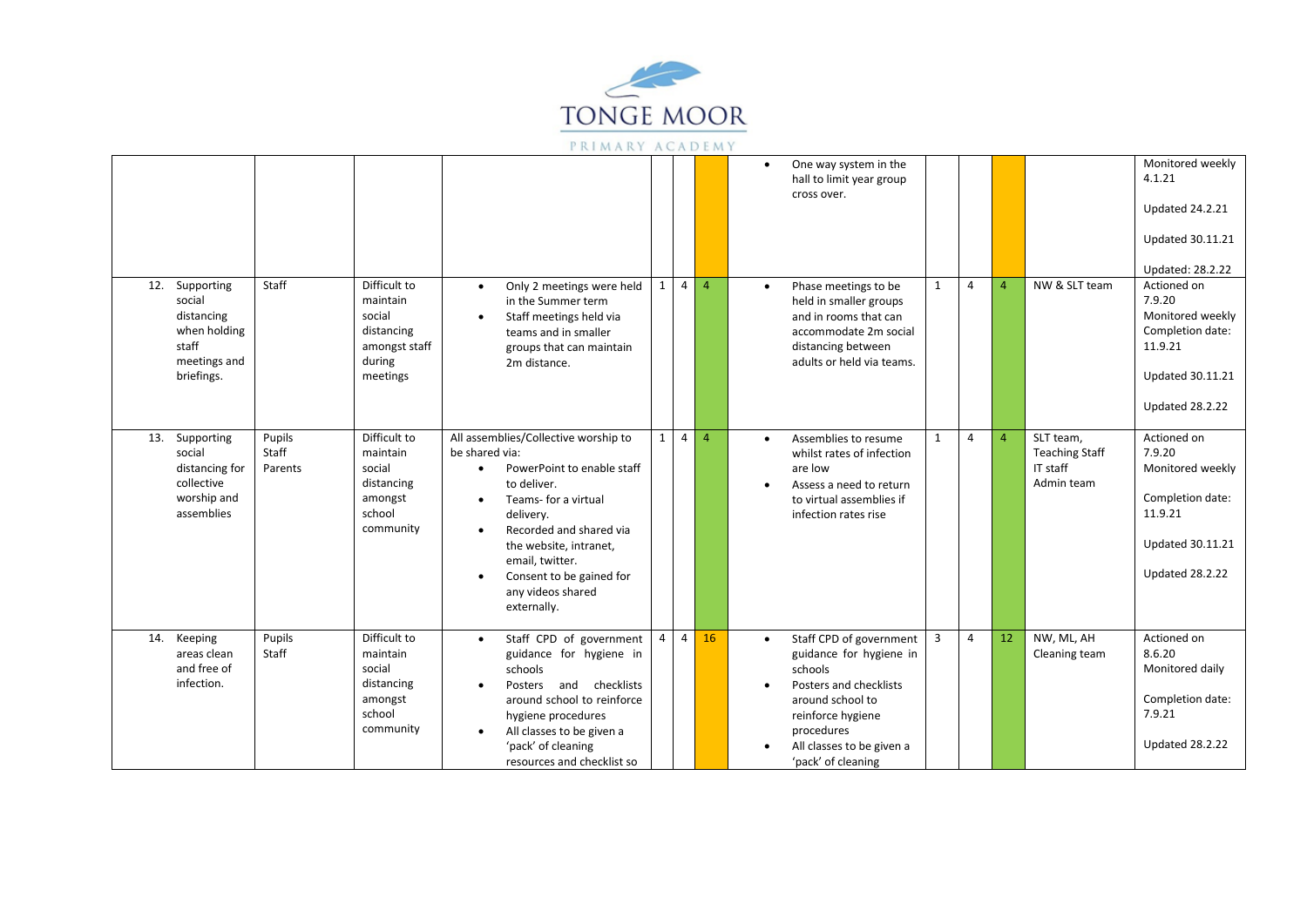| | | | | | | | | | | | | |
|---|---|---|---|---|---|---|---|---|---|---|---|---|
| | | | | | | | • One way system in the hall to limit year group cross over. | | | | | Monitored weekly 4.1.21<br><br>Updated 24.2.21<br><br>Updated 30.11.21<br><br>Updated: 28.2.22 |
| 12. Supporting social distancing when holding staff meetings and briefings. | Staff | Difficult to maintain social distancing amongst staff during meetings | • Only 2 meetings were held in the Summer term<br>• Staff meetings held via teams and in smaller groups that can maintain 2m distance. | 1 | 4 | 4 | • Phase meetings to be held in smaller groups and in rooms that can accommodate 2m social distancing between adults or held via teams. | 1 | 4 | 4 | NW & SLT team | Actioned on 7.9.20<br>Monitored weekly<br>Completion date: 11.9.21<br><br>Updated 30.11.21<br><br>Updated 28.2.22 |
| 13. Supporting social distancing for collective worship and assemblies | Pupils<br>Staff<br>Parents | Difficult to maintain social distancing amongst school community | All assemblies/Collective worship to be shared via:<br>• PowerPoint to enable staff to deliver.<br>• Teams- for a virtual delivery.<br>• Recorded and shared via the website, intranet, email, twitter.<br>• Consent to be gained for any videos shared externally. | 1 | 4 | 4 | • Assemblies to resume whilst rates of infection are low<br>• Assess a need to return to virtual assemblies if infection rates rise | 1 | 4 | 4 | SLT team,<br>Teaching Staff<br>IT staff<br>Admin team | Actioned on 7.9.20<br>Monitored weekly<br><br>Completion date: 11.9.21<br><br>Updated 30.11.21<br><br>Updated 28.2.22 |
| 14. Keeping areas clean and free of infection. | Pupils<br>Staff | Difficult to maintain social distancing amongst school community | • Staff CPD of government guidance for hygiene in schools<br>• Posters and checklists around school to reinforce hygiene procedures<br>• All classes to be given a 'pack' of cleaning resources and checklist so | 4 | 4 | 16 | • Staff CPD of government guidance for hygiene in schools<br>• Posters and checklists around school to reinforce hygiene procedures<br>• All classes to be given a 'pack' of cleaning | 3 | 4 | 12 | NW, ML, AH<br>Cleaning team | Actioned on 8.6.20<br>Monitored daily<br><br>Completion date: 7.9.21<br><br>Updated 28.2.22 |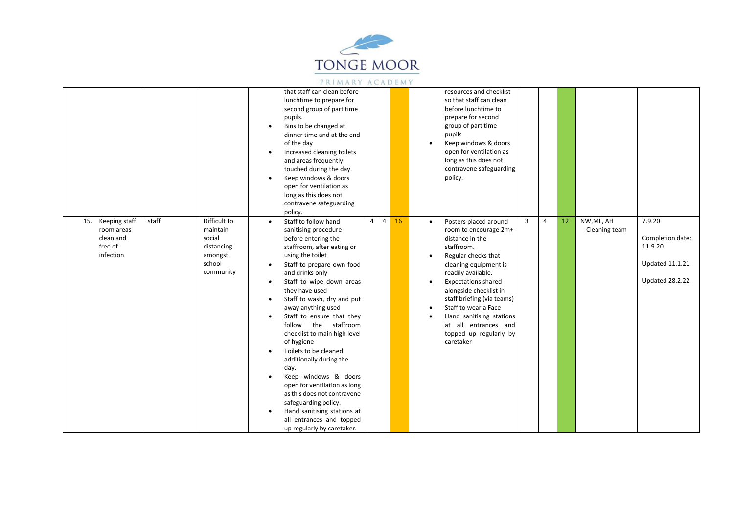| | | | | | | | | | | | | |
|---|---|---|---|---|---|---|---|---|---|---|---|---|
| | | | that staff can clean before lunchtime to prepare for second group of part time pupils.<br>• Bins to be changed at dinner time and at the end of the day<br>• Increased cleaning toilets and areas frequently touched during the day.<br>• Keep windows & doors open for ventilation as long as this does not contravene safeguarding policy. | | | | resources and checklist so that staff can clean before lunchtime to prepare for second group of part time pupils<br>• Keep windows & doors open for ventilation as long as this does not contravene safeguarding policy. | | | | | |
| 15. Keeping staff room areas clean and free of infection | staff | Difficult to maintain social distancing amongst school community | • Staff to follow hand sanitising procedure before entering the staffroom, after eating or using the toilet<br>• Staff to prepare own food and drinks only<br>• Staff to wipe down areas they have used<br>• Staff to wash, dry and put away anything used<br>• Staff to ensure that they follow the staffroom checklist to main high level of hygiene<br>• Toilets to be cleaned additionally during the day.<br>• Keep windows & doors open for ventilation as long as this does not contravene safeguarding policy.<br>• Hand sanitising stations at all entrances and topped up regularly by caretaker. | 4 | 4 | 16 | • Posters placed around room to encourage 2m+ distance in the staffroom.<br>• Regular checks that cleaning equipment is readily available.<br>• Expectations shared alongside checklist in staff briefing (via teams)<br>• Staff to wear a Face<br>• Hand sanitising stations at all entrances and topped up regularly by caretaker | 3 | 4 | 12 | NW,ML, AH Cleaning team | 7.9.20<br><br>Completion date: 11.9.20<br><br>Updated 11.1.21<br><br>Updated 28.2.22 |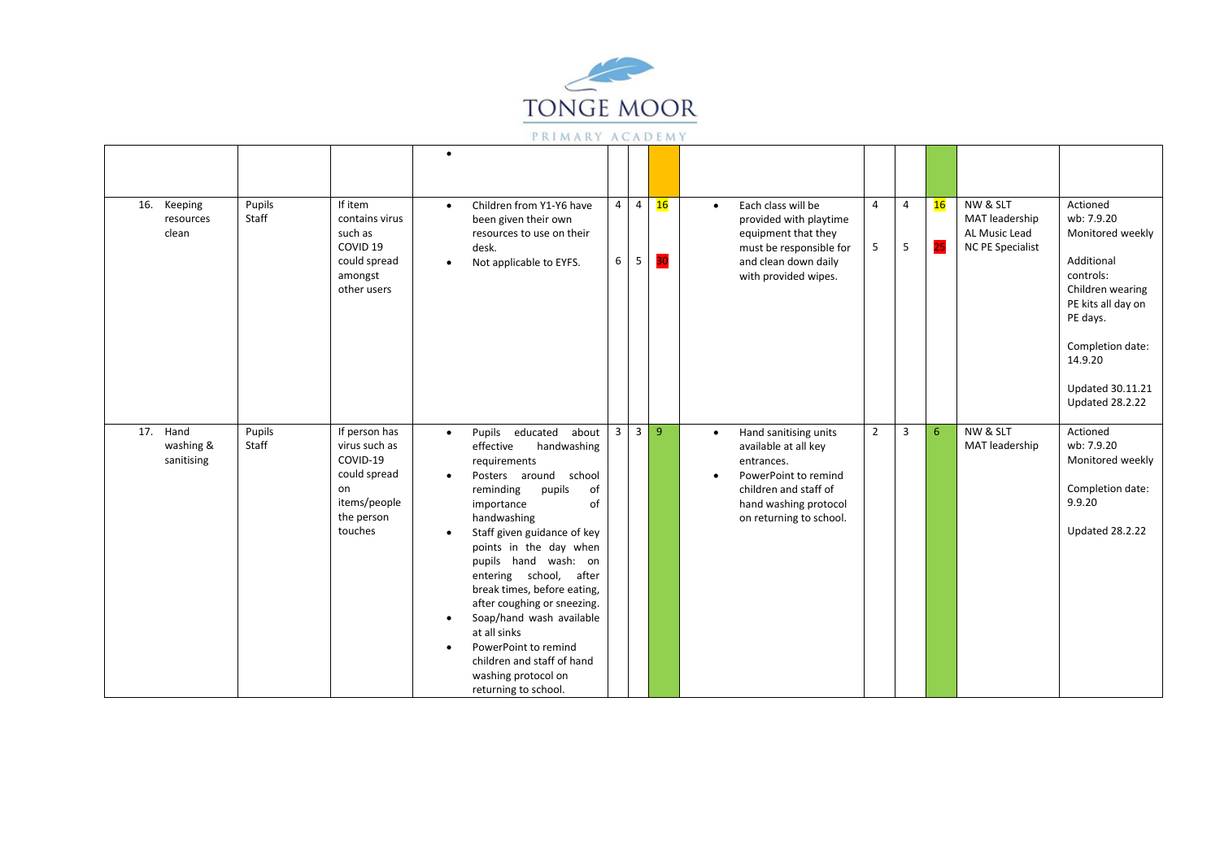# TONGE MOOR

PRIMARY ACADEMY

| | | | | | | | | | | | | |
|---|---|---|---|---|---|---|---|---|---|---|---|---|
| | | | • | | | | | | | | | |
| 16. Keeping resources clean | Pupils Staff | If item contains virus such as COVID 19 could spread amongst other users | • Children from Y1-Y6 have been given their own resources to use on their desk.<br>• Not applicable to EYFS. | 4<br><br>6 | 4<br><br>5 | 16<br><br>30 | • Each class will be provided with playtime equipment that they must be responsible for and clean down daily with provided wipes. | 4<br><br>5 | 4<br><br>5 | 16<br><br>25 | NW & SLT<br>MAT leadership<br>AL Music Lead<br>NC PE Specialist | Actioned wb: 7.9.20<br>Monitored weekly<br><br>Additional controls:<br>Children wearing PE kits all day on PE days.<br><br>Completion date: 14.9.20<br><br>Updated 30.11.21<br>Updated 28.2.22 |
| 17. Hand washing & sanitising | Pupils Staff | If person has virus such as COVID-19 could spread on items/people the person touches | • Pupils educated about effective handwashing requirements<br>• Posters around school reminding pupils of importance of handwashing<br>• Staff given guidance of key points in the day when pupils hand wash: on entering school, after break times, before eating, after coughing or sneezing.<br>• Soap/hand wash available at all sinks<br>• PowerPoint to remind children and staff of hand washing protocol on returning to school. | 3 | 3 | 9 | • Hand sanitising units available at all key entrances.<br>• PowerPoint to remind children and staff of hand washing protocol on returning to school. | 2 | 3 | 6 | NW & SLT<br>MAT leadership | Actioned wb: 7.9.20<br>Monitored weekly<br><br>Completion date: 9.9.20<br><br>Updated 28.2.22 |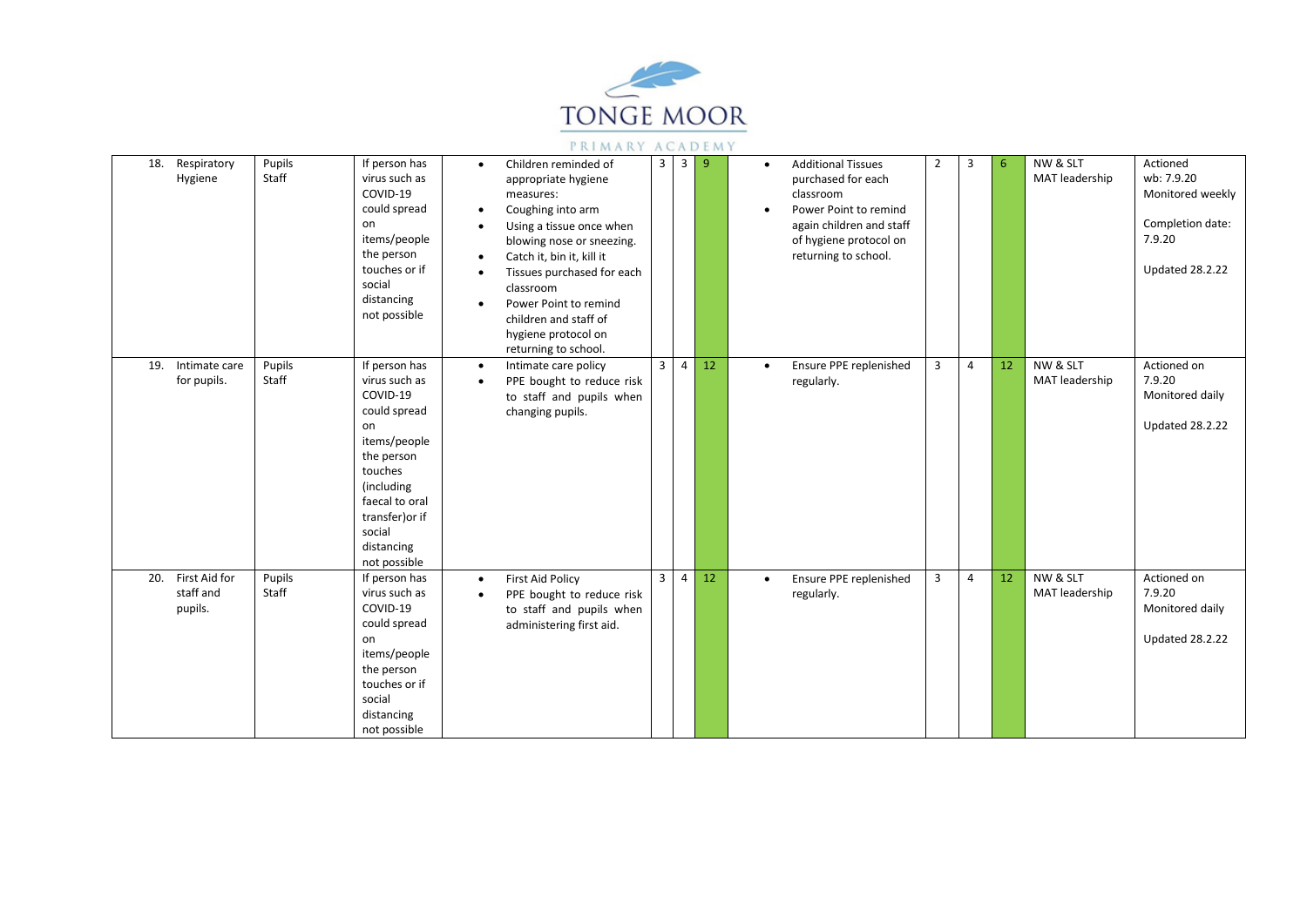| 18. Respiratory Hygiene | Pupils Staff | If person has virus such as COVID-19 could spread on items/people the person touches or if social distancing not possible | • Children reminded of appropriate hygiene measures: • Coughing into arm • Using a tissue once when blowing nose or sneezing. • Catch it, bin it, kill it • Tissues purchased for each classroom • Power Point to remind children and staff of hygiene protocol on returning to school. | 3 | 3 | 9 | • Additional Tissues purchased for each classroom • Power Point to remind again children and staff of hygiene protocol on returning to school. | 2 | 3 | 6 | NW & SLT MAT leadership | Actioned wb: 7.9.20 Monitored weekly<br><br>Completion date: 7.9.20<br><br>Updated 28.2.22 |
|---|---|---|---|---|---|---|---|---|---|---|---|---|
| 19. Intimate care for pupils. | Pupils Staff | If person has virus such as COVID-19 could spread on items/people the person touches (including faecal to oral transfer)or if social distancing not possible | • Intimate care policy • PPE bought to reduce risk to staff and pupils when changing pupils. | 3 | 4 | 12 | • Ensure PPE replenished regularly. | 3 | 4 | 12 | NW & SLT MAT leadership | Actioned on 7.9.20 Monitored daily<br><br>Updated 28.2.22 |
| 20. First Aid for staff and pupils. | Pupils Staff | If person has virus such as COVID-19 could spread on items/people the person touches or if social distancing not possible | • First Aid Policy • PPE bought to reduce risk to staff and pupils when administering first aid. | 3 | 4 | 12 | • Ensure PPE replenished regularly. | 3 | 4 | 12 | NW & SLT MAT leadership | Actioned on 7.9.20 Monitored daily<br><br>Updated 28.2.22 |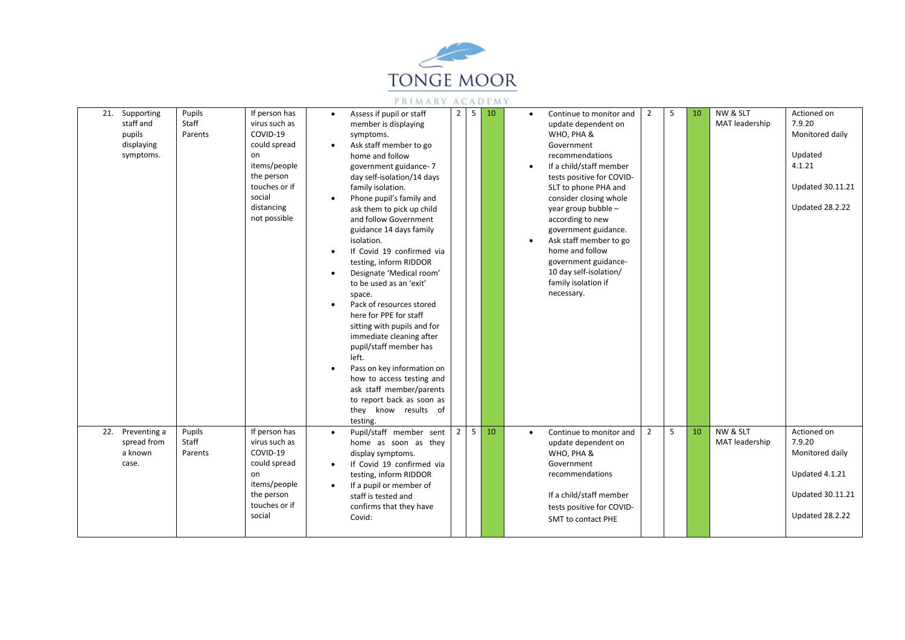| 21. Supporting staff and pupils displaying symptoms. | Pupils<br>Staff<br>Parents | If person has virus such as COVID-19 could spread on items/people the person touches or if social distancing not possible | • Assess if pupil or staff member is displaying symptoms.<br>• Ask staff member to go home and follow government guidance- 7 day self-isolation/14 days family isolation.<br>• Phone pupil's family and ask them to pick up child and follow Government guidance 14 days family isolation.<br>• If Covid 19 confirmed via testing, inform RIDDOR<br>• Designate 'Medical room' to be used as an 'exit' space.<br>• Pack of resources stored here for PPE for staff sitting with pupils and for immediate cleaning after pupil/staff member has left.<br>• Pass on key information on how to access testing and ask staff member/parents to report back as soon as they know results of testing. | 2 | 5 | 10 | • Continue to monitor and update dependent on WHO, PHA & Government recommendations<br>• If a child/staff member tests positive for COVID- SLT to phone PHA and consider closing whole year group bubble – according to new government guidance.<br>• Ask staff member to go home and follow government guidance- 10 day self-isolation/ family isolation if necessary. | 2 | 5 | 10 | NW & SLT<br>MAT leadership | Actioned on 7.9.20<br>Monitored daily<br><br>Updated 4.1.21<br><br>Updated 30.11.21<br><br>Updated 28.2.22 |
|---|---|---|---|---|---|---|---|---|---|---|---|---|
| 22. Preventing a spread from a known case. | Pupils<br>Staff<br>Parents | If person has virus such as COVID-19 could spread on items/people the person touches or if social | • Pupil/staff member sent home as soon as they display symptoms.<br>• If Covid 19 confirmed via testing, inform RIDDOR<br>• If a pupil or member of staff is tested and confirms that they have Covid: | 2 | 5 | 10 | • Continue to monitor and update dependent on WHO, PHA & Government recommendations<br><br>If a child/staff member tests positive for COVID- SMT to contact PHE | 2 | 5 | 10 | NW & SLT<br>MAT leadership | Actioned on 7.9.20<br>Monitored daily<br><br>Updated 4.1.21<br><br>Updated 30.11.21<br><br>Updated 28.2.22 |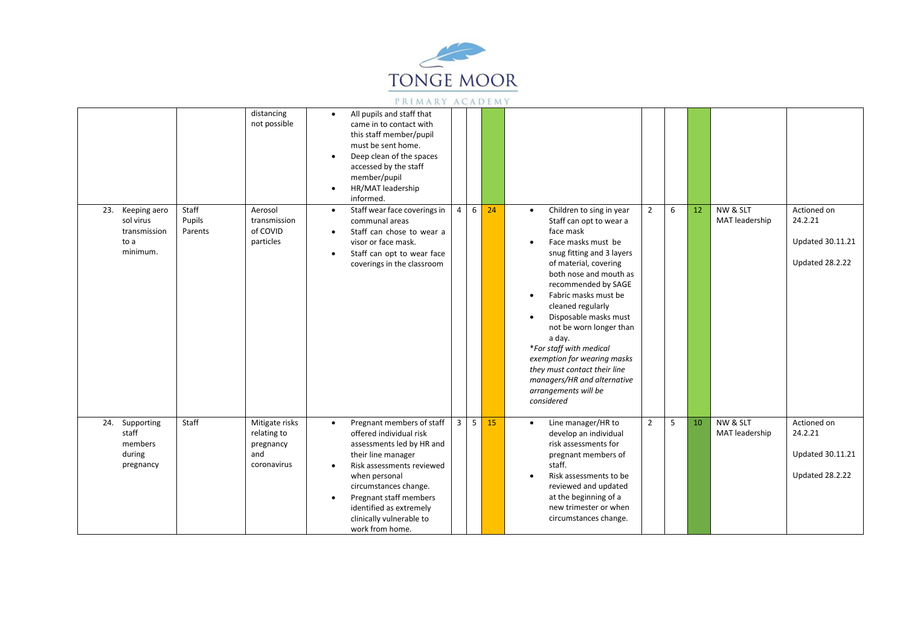| | | | | | | | | | | | | |
|---|---|---|---|---|---|---|---|---|---|---|---|---|
| | | distancing not possible | • All pupils and staff that came in to contact with this staff member/pupil must be sent home.<br>• Deep clean of the spaces accessed by the staff member/pupil<br>• HR/MAT leadership informed. | | | | | | | | | |
| 23. Keeping aero sol virus transmission to a minimum. | Staff<br>Pupils<br>Parents | Aerosol transmission of COVID particles | • Staff wear face coverings in communal areas<br>• Staff can chose to wear a visor or face mask.<br>• Staff can opt to wear face coverings in the classroom | 4 | 6 | 24 | • Children to sing in year Staff can opt to wear a face mask<br>• Face masks must be snug fitting and 3 layers of material, covering both nose and mouth as recommended by SAGE<br>• Fabric masks must be cleaned regularly<br>• Disposable masks must not be worn longer than a day.<br>*For staff with medical exemption for wearing masks they must contact their line managers/HR and alternative arrangements will be considered* | 2 | 6 | 12 | NW & SLT MAT leadership | Actioned on 24.2.21<br><br>Updated 30.11.21<br><br>Updated 28.2.22 |
| 24. Supporting staff members during pregnancy | Staff | Mitigate risks relating to pregnancy and coronavirus | • Pregnant members of staff offered individual risk assessments led by HR and their line manager<br>• Risk assessments reviewed when personal circumstances change.<br>• Pregnant staff members identified as extremely clinically vulnerable to work from home. | 3 | 5 | 15 | • Line manager/HR to develop an individual risk assessments for pregnant members of staff.<br>• Risk assessments to be reviewed and updated at the beginning of a new trimester or when circumstances change. | 2 | 5 | 10 | NW & SLT MAT leadership | Actioned on 24.2.21<br><br>Updated 30.11.21<br><br>Updated 28.2.22 |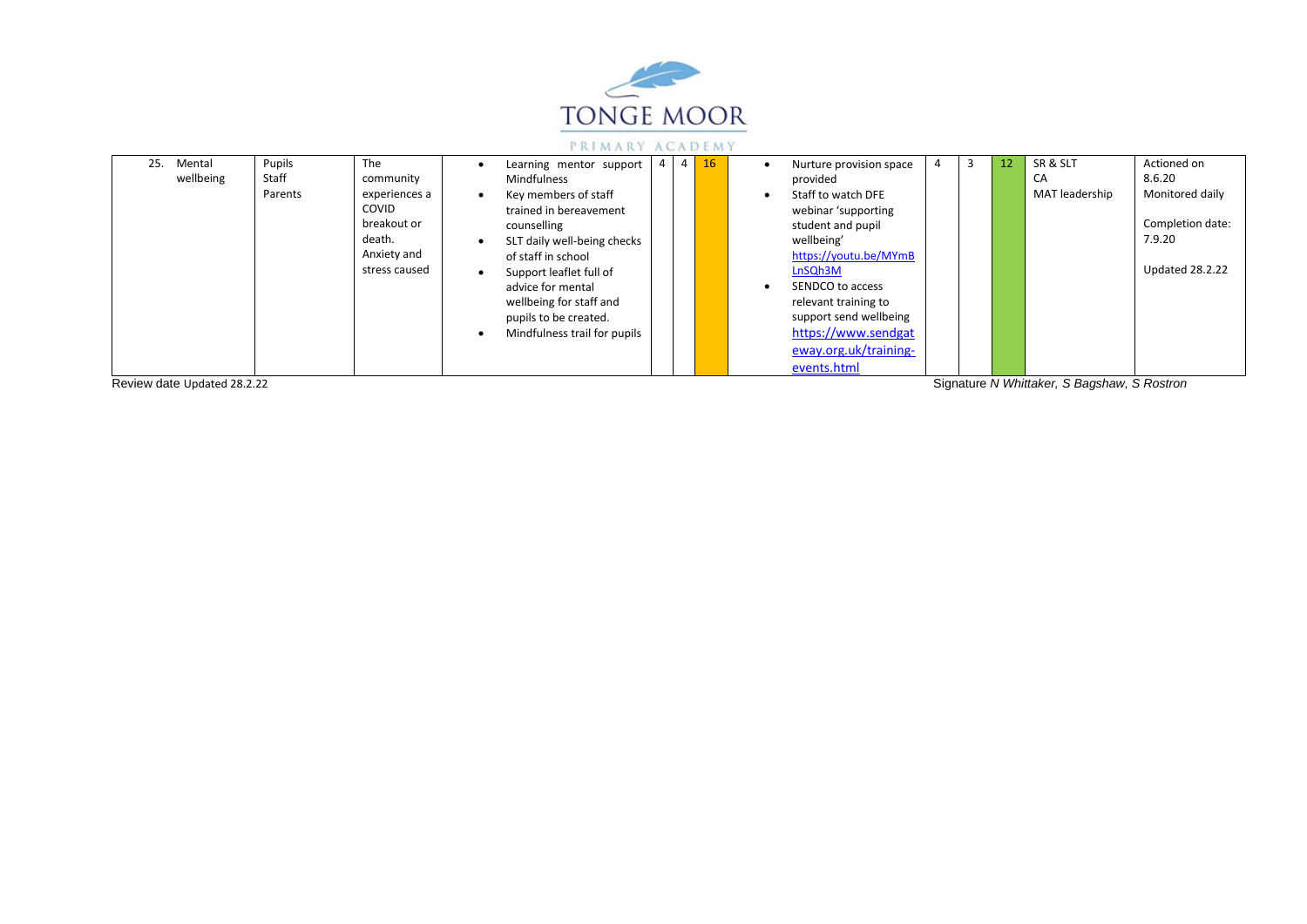TONGE MOOR

PRIMARY ACADEMY

| | | | | | | | | | | | | |
|---|---|---|---|---|---|---|---|---|---|---|---|---|
| 25. Mental wellbeing | Pupils<br>Staff<br>Parents | The community experiences a COVID breakout or death. Anxiety and stress caused | • Learning mentor support Mindfulness<br>• Key members of staff trained in bereavement counselling<br>• SLT daily well-being checks of staff in school<br>• Support leaflet full of advice for mental wellbeing for staff and pupils to be created.<br>• Mindfulness trail for pupils | 4 | 4 | 16 | • Nurture provision space provided<br>• Staff to watch DFE webinar 'supporting student and pupil wellbeing' https://youtu.be/MYmBLnSQh3M<br>• SENDCO to access relevant training to support send wellbeing https://www.sendgateway.org.uk/training-events.html | 4 | 3 | 12 | SR & SLT<br>CA<br>MAT leadership | Actioned on 8.6.20<br>Monitored daily<br><br>Completion date: 7.9.20<br><br>Updated 28.2.22 |

Review date Updated 28.2.22

Signature *N Whittaker, S Bagshaw, S Rostron*